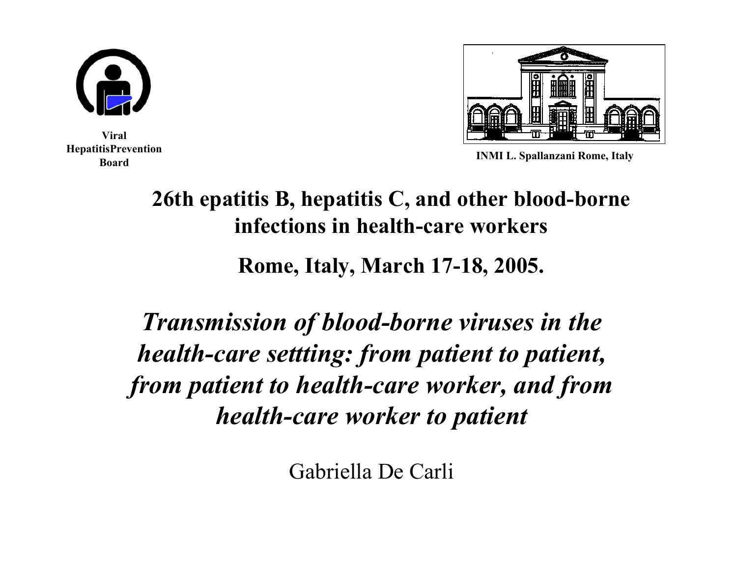Viral HepatitisPrevention Board

INMI L. Spallanzani Rome, Italy

# 26th epatitis B, hepatitis C, and other blood-borne infections in health-care workers

**Rome, Italy, March 17-18, 2005.**

## *Transmission of blood-borne viruses in the health-care settting: from patient to patient, from patient to health-care worker, and from health-care worker to patient*

Gabriella De Carli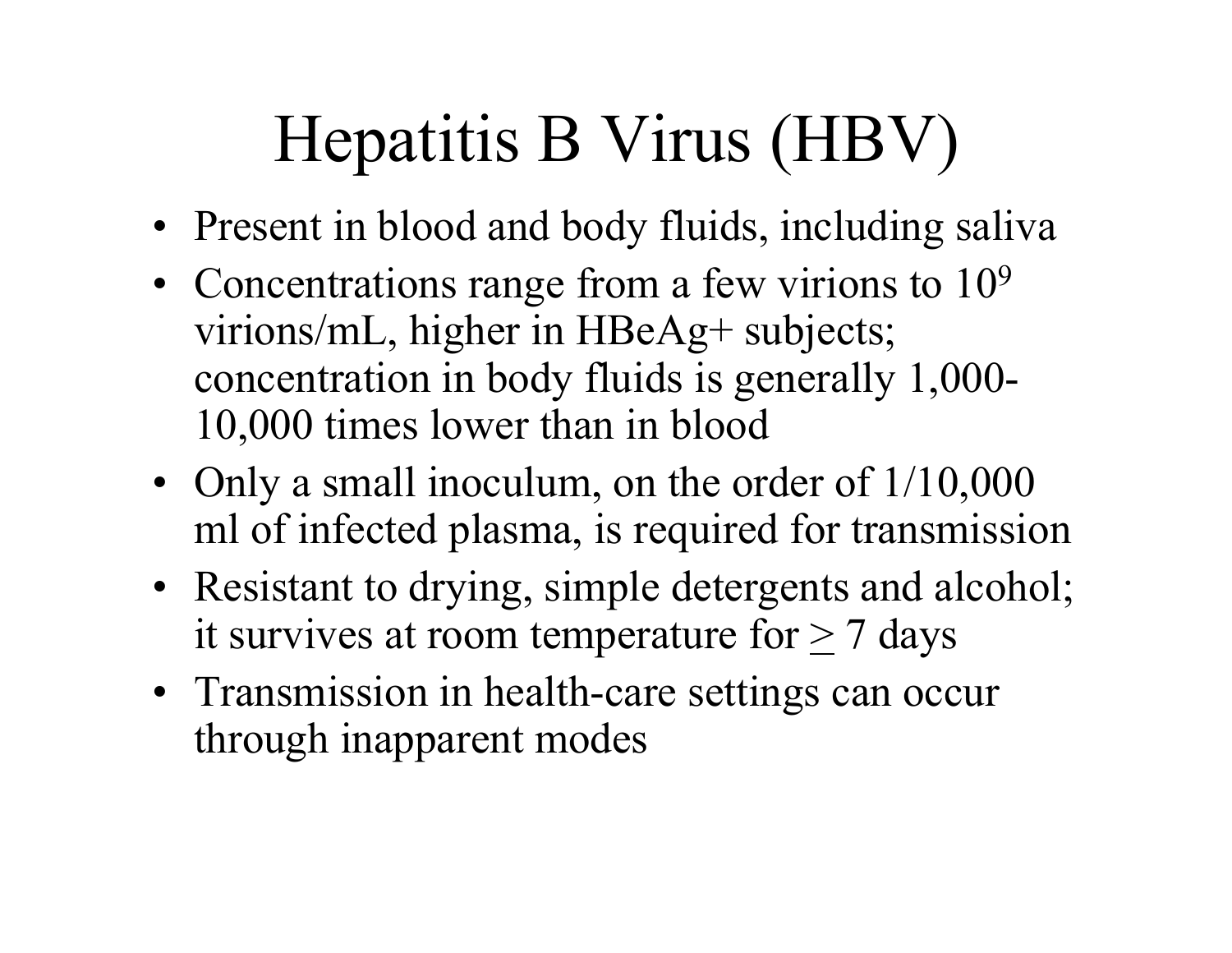# Hepatitis B Virus (HBV)

- Present in blood and body fluids, including saliva
- Concentrations range from a few virions to $10^9$ virions/mL, higher in HBeAg+ subjects; concentration in body fluids is generally 1,000-10,000 times lower than in blood
- Only a small inoculum, on the order of 1/10,000 ml of infected plasma, is required for transmission
- Resistant to drying, simple detergents and alcohol; it survives at room temperature for $\geq$ 7 days
- Transmission in health-care settings can occur through inapparent modes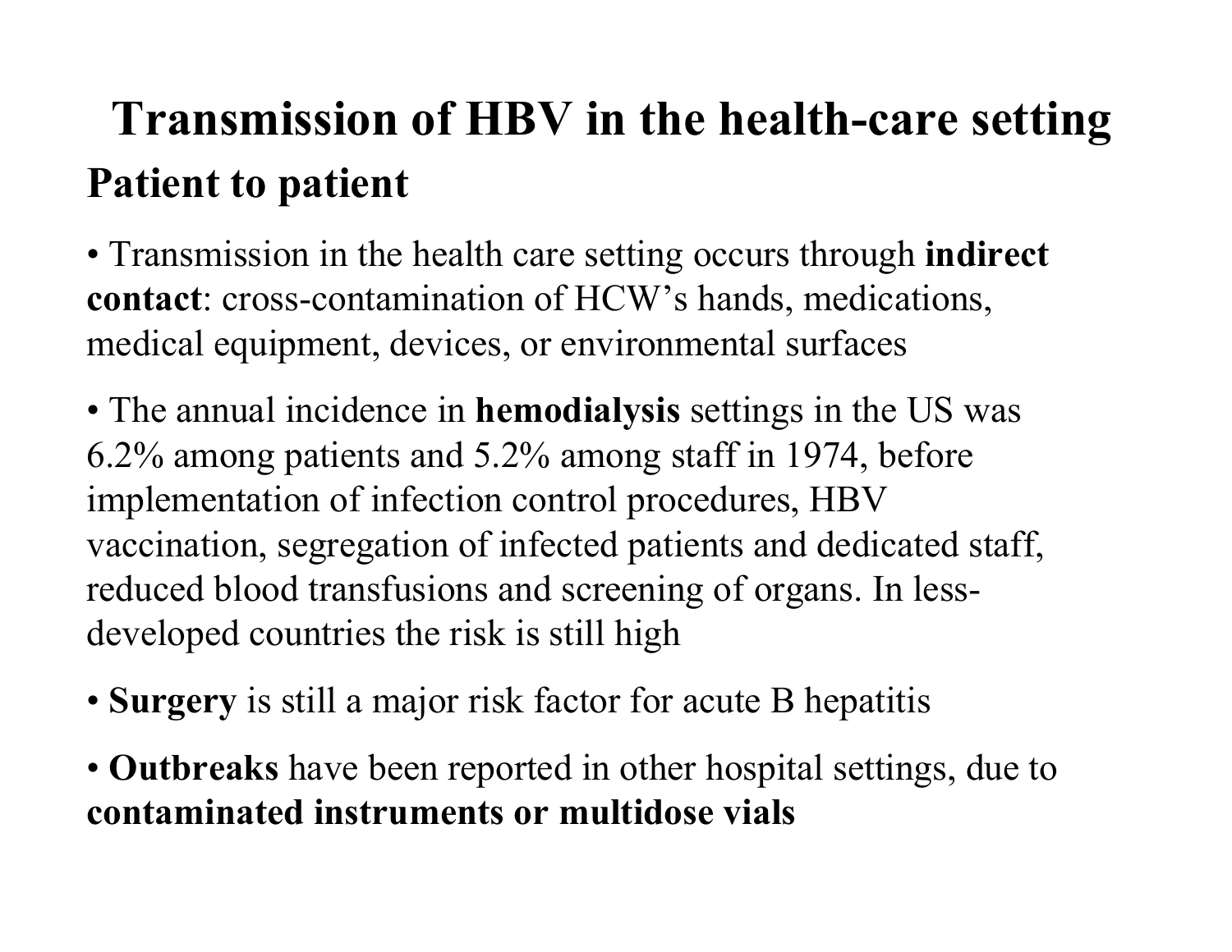# Transmission of HBV in the health-care setting

## Patient to patient

- Transmission in the health care setting occurs through **indirect contact**: cross-contamination of HCW's hands, medications, medical equipment, devices, or environmental surfaces
- The annual incidence in **hemodialysis** settings in the US was 6.2% among patients and 5.2% among staff in 1974, before implementation of infection control procedures, HBV vaccination, segregation of infected patients and dedicated staff, reduced blood transfusions and screening of organs. In less-developed countries the risk is still high
- **Surgery** is still a major risk factor for acute B hepatitis
- **Outbreaks** have been reported in other hospital settings, due to **contaminated instruments or multidose vials**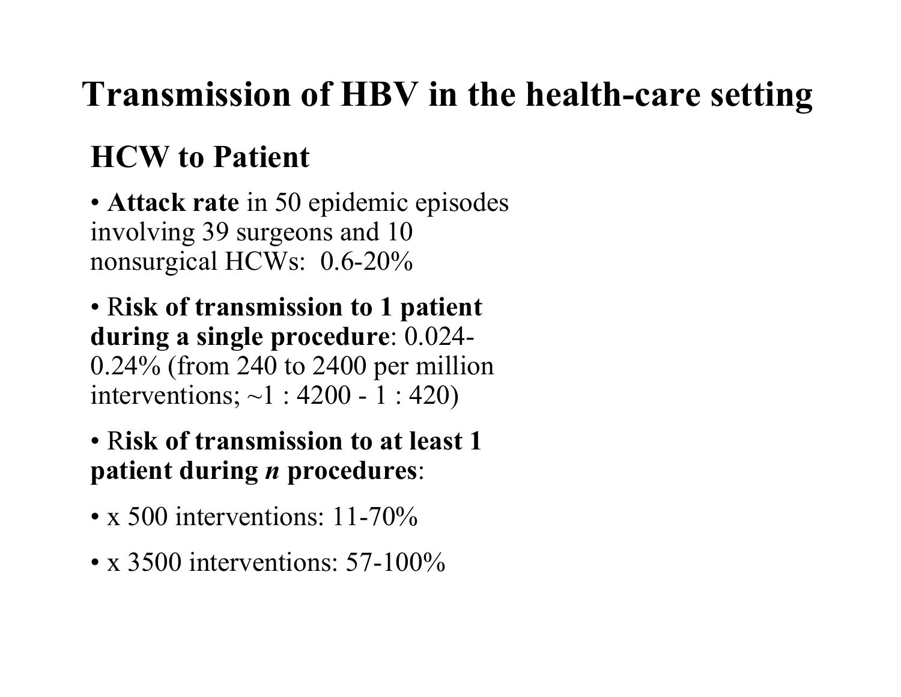# Transmission of HBV in the health-care setting

## HCW to Patient

- **Attack rate** in 50 epidemic episodes involving 39 surgeons and 10 nonsurgical HCWs: 0.6-20%
- **Risk of transmission to 1 patient during a single procedure**: 0.024-0.24% (from 240 to 2400 per million interventions; ~1 : 4200 - 1 : 420)
- **Risk of transmission to at least 1 patient during *n* procedures**:
- x 500 interventions: 11-70%
- x 3500 interventions: 57-100%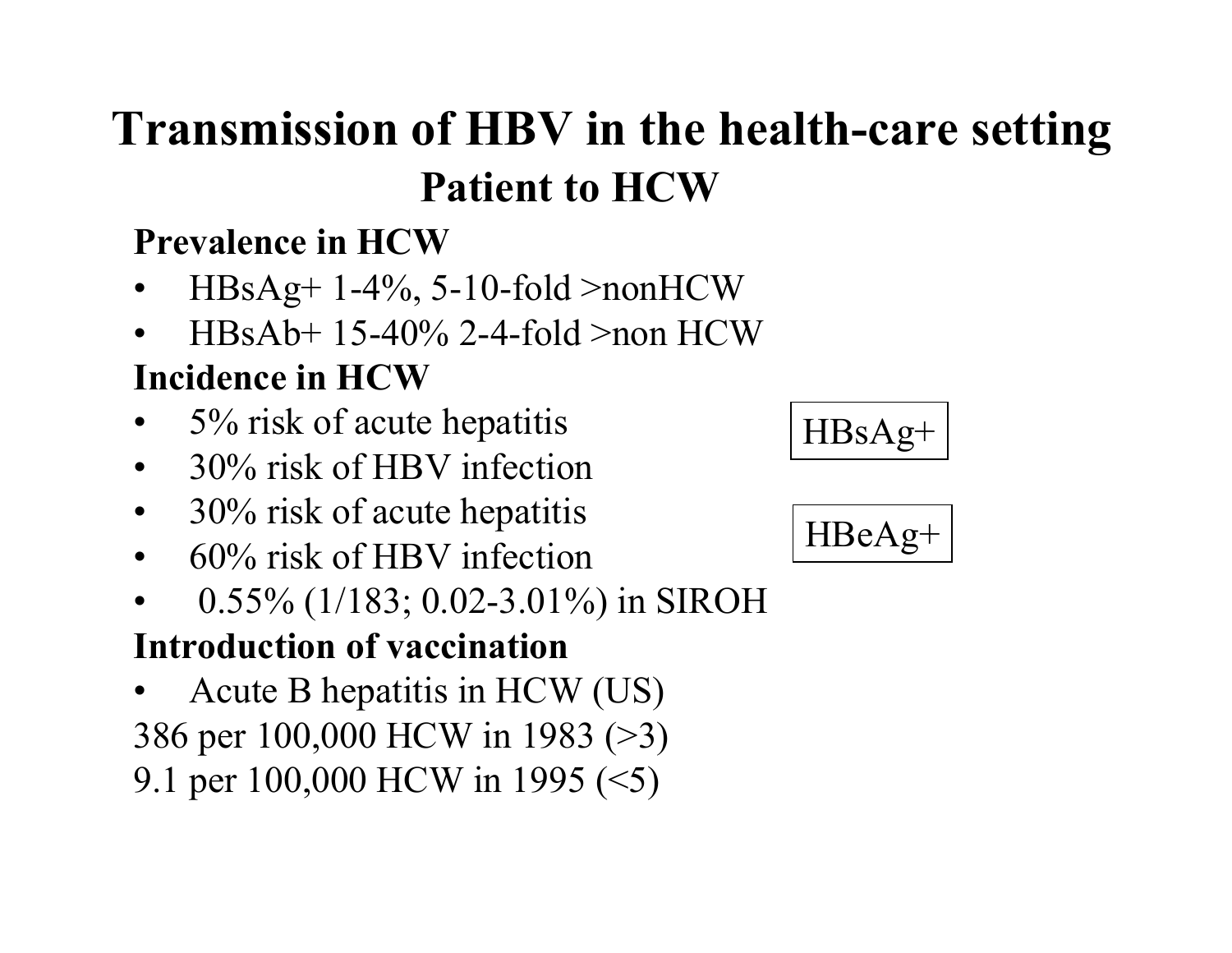# Transmission of HBV in the health-care setting

## Patient to HCW

**Prevalence in HCW**

- HBsAg+ 1-4%, 5-10-fold >nonHCW
- HBsAb+ 15-40% 2-4-fold >non HCW

**Incidence in HCW**

- 5% risk of acute hepatitis
- 30% risk of HBV infection

HBsAg+

- 30% risk of acute hepatitis
- 60% risk of HBV infection

HBeAg+

- 0.55% (1/183; 0.02-3.01%) in SIROH

**Introduction of vaccination**

- Acute B hepatitis in HCW (US)

386 per 100,000 HCW in 1983 (>3)

9.1 per 100,000 HCW in 1995 (<5)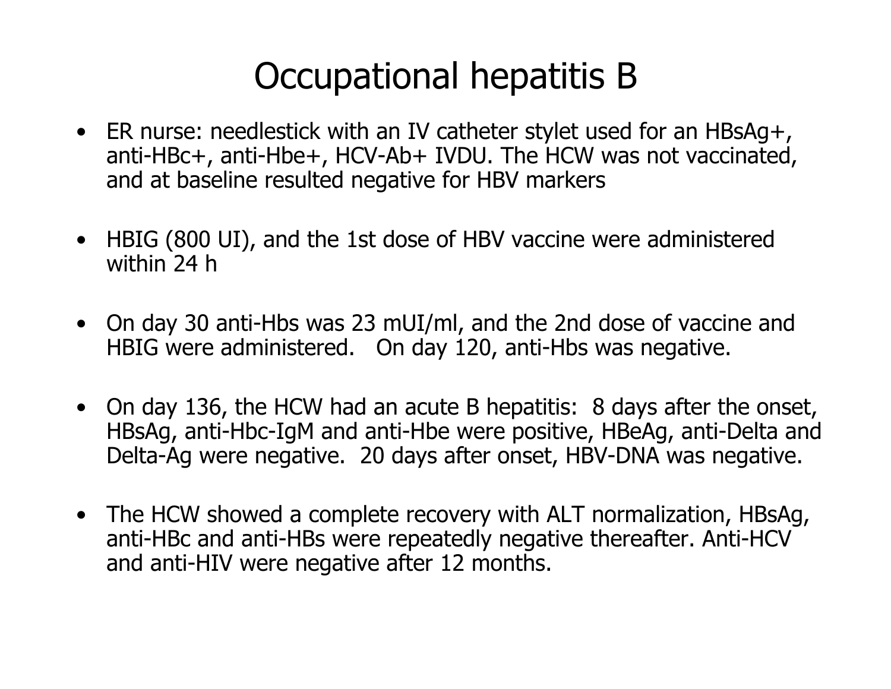# Occupational hepatitis B

- ER nurse: needlestick with an IV catheter stylet used for an HBsAg+, anti-HBc+, anti-Hbe+, HCV-Ab+ IVDU. The HCW was not vaccinated, and at baseline resulted negative for HBV markers

- HBIG (800 UI), and the 1st dose of HBV vaccine were administered within 24 h

- On day 30 anti-Hbs was 23 mUI/ml, and the 2nd dose of vaccine and HBIG were administered. On day 120, anti-Hbs was negative.

- On day 136, the HCW had an acute B hepatitis: 8 days after the onset, HBsAg, anti-Hbc-IgM and anti-Hbe were positive, HBeAg, anti-Delta and Delta-Ag were negative. 20 days after onset, HBV-DNA was negative.

- The HCW showed a complete recovery with ALT normalization, HBsAg, anti-HBc and anti-HBs were repeatedly negative thereafter. Anti-HCV and anti-HIV were negative after 12 months.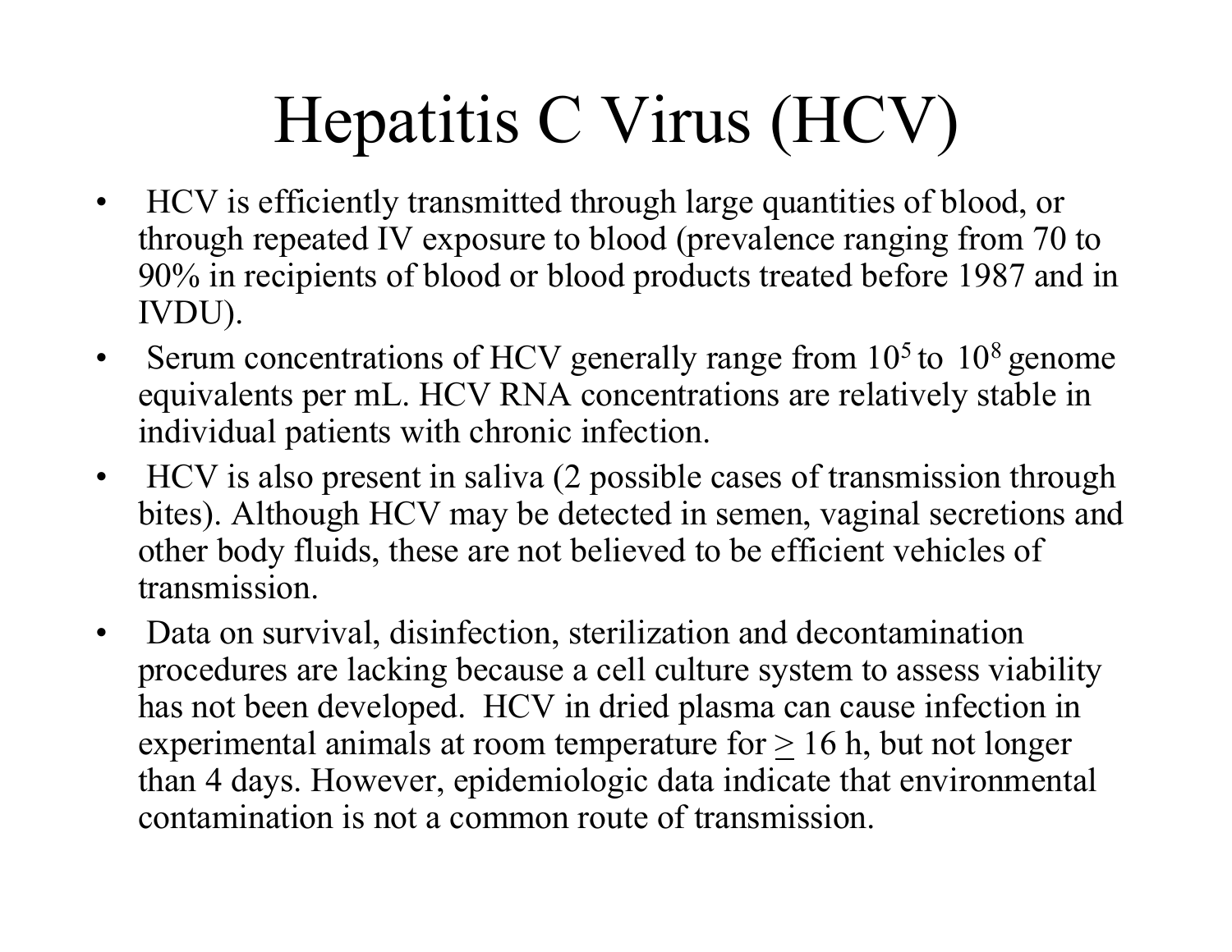# Hepatitis C Virus (HCV)

- HCV is efficiently transmitted through large quantities of blood, or through repeated IV exposure to blood (prevalence ranging from 70 to 90% in recipients of blood or blood products treated before 1987 and in IVDU).
- Serum concentrations of HCV generally range from $10^5$ to $10^8$ genome equivalents per mL. HCV RNA concentrations are relatively stable in individual patients with chronic infection.
- HCV is also present in saliva (2 possible cases of transmission through bites). Although HCV may be detected in semen, vaginal secretions and other body fluids, these are not believed to be efficient vehicles of transmission.
- Data on survival, disinfection, sterilization and decontamination procedures are lacking because a cell culture system to assess viability has not been developed. HCV in dried plasma can cause infection in experimental animals at room temperature for $\geq$ 16 h, but not longer than 4 days. However, epidemiologic data indicate that environmental contamination is not a common route of transmission.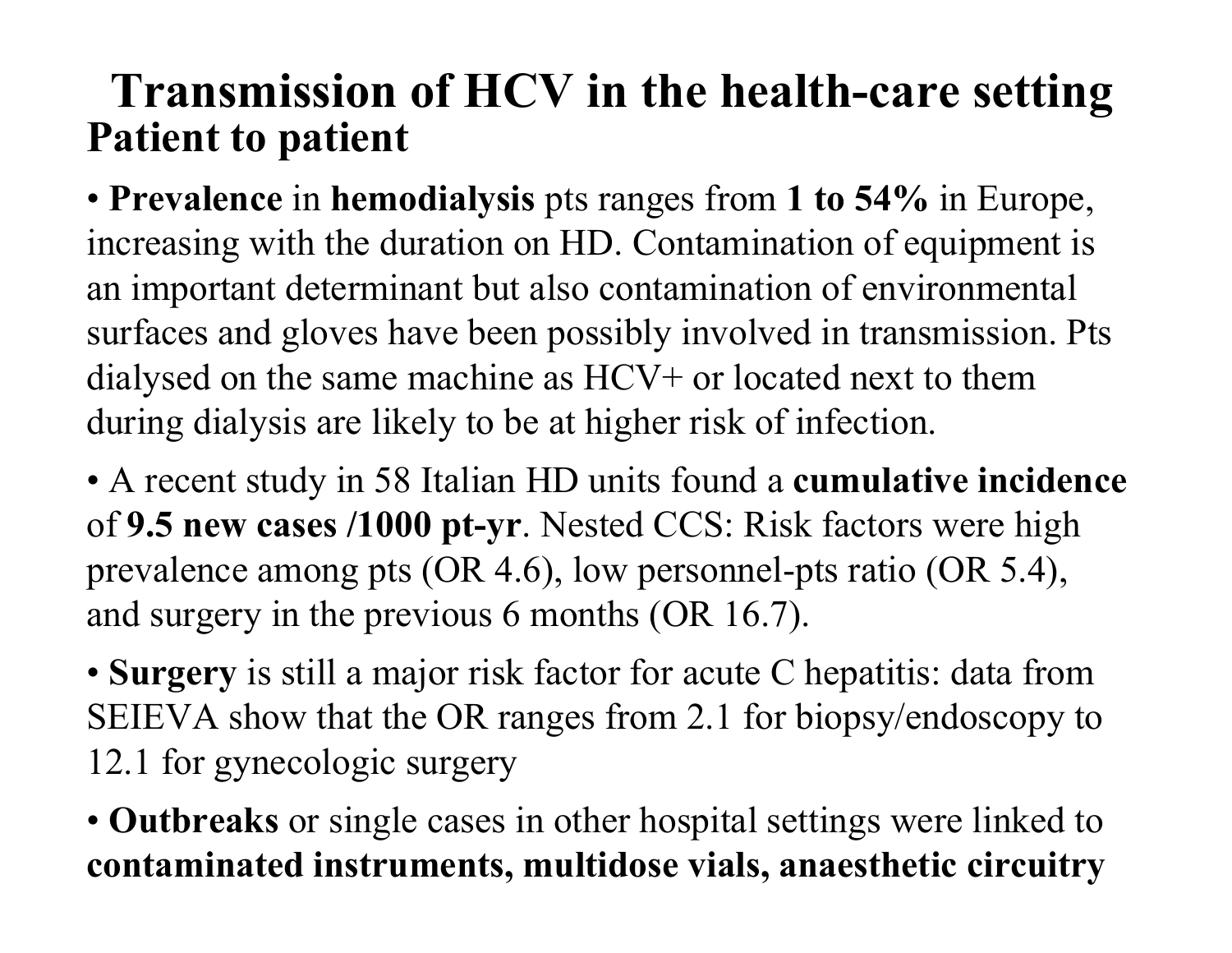# Transmission of HCV in the health-care setting

## Patient to patient

- **Prevalence** in **hemodialysis** pts ranges from **1 to 54%** in Europe, increasing with the duration on HD. Contamination of equipment is an important determinant but also contamination of environmental surfaces and gloves have been possibly involved in transmission. Pts dialysed on the same machine as HCV+ or located next to them during dialysis are likely to be at higher risk of infection.
- A recent study in 58 Italian HD units found a **cumulative incidence** of **9.5 new cases /1000 pt-yr**. Nested CCS: Risk factors were high prevalence among pts (OR 4.6), low personnel-pts ratio (OR 5.4), and surgery in the previous 6 months (OR 16.7).
- **Surgery** is still a major risk factor for acute C hepatitis: data from SEIEVA show that the OR ranges from 2.1 for biopsy/endoscopy to 12.1 for gynecologic surgery
- **Outbreaks** or single cases in other hospital settings were linked to **contaminated instruments, multidose vials, anaesthetic circuitry**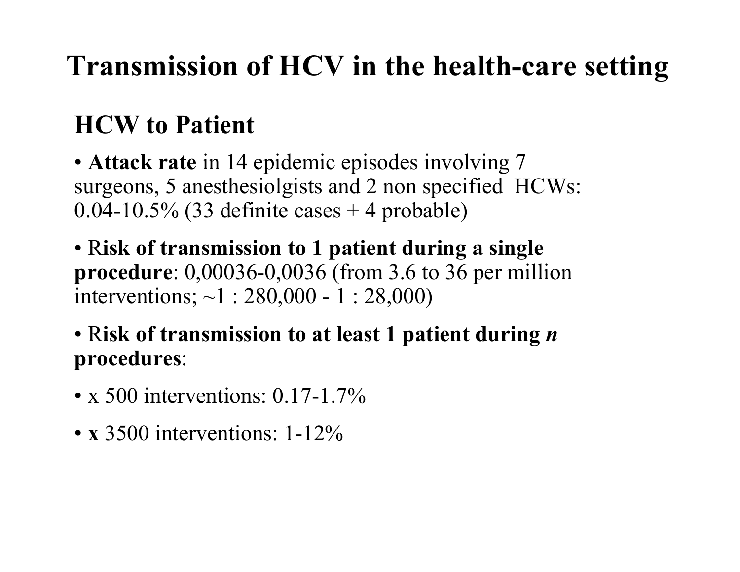# Transmission of HCV in the health-care setting

## HCW to Patient

- **Attack rate** in 14 epidemic episodes involving 7 surgeons, 5 anesthesiolgists and 2 non specified HCWs: 0.04-10.5% (33 definite cases + 4 probable)

- R**isk of transmission to 1 patient during a single procedure**: 0,00036-0,0036 (from 3.6 to 36 per million interventions; ~1 : 280,000 - 1 : 28,000)

- R**isk of transmission to at least 1 patient during *n* procedures**:

- x 500 interventions: 0.17-1.7%

- **x** 3500 interventions: 1-12%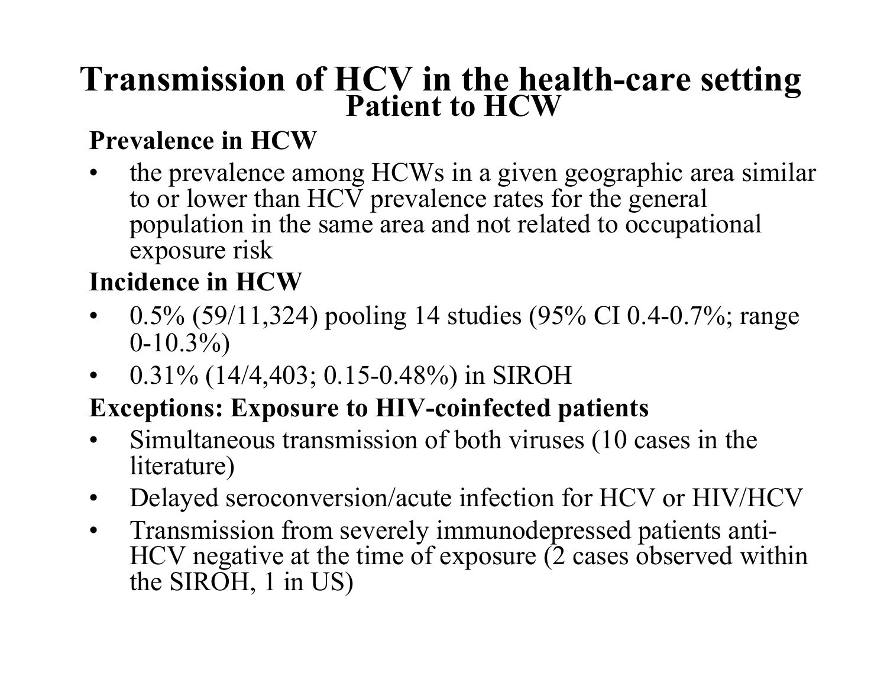# Transmission of HCV in the health-care setting

## Patient to HCW

**Prevalence in HCW**

- the prevalence among HCWs in a given geographic area similar to or lower than HCV prevalence rates for the general population in the same area and not related to occupational exposure risk

**Incidence in HCW**

- 0.5% (59/11,324) pooling 14 studies (95% CI 0.4-0.7%; range 0-10.3%)
- 0.31% (14/4,403; 0.15-0.48%) in SIROH

**Exceptions: Exposure to HIV-coinfected patients**

- Simultaneous transmission of both viruses (10 cases in the literature)
- Delayed seroconversion/acute infection for HCV or HIV/HCV
- Transmission from severely immunodepressed patients anti-HCV negative at the time of exposure (2 cases observed within the SIROH, 1 in US)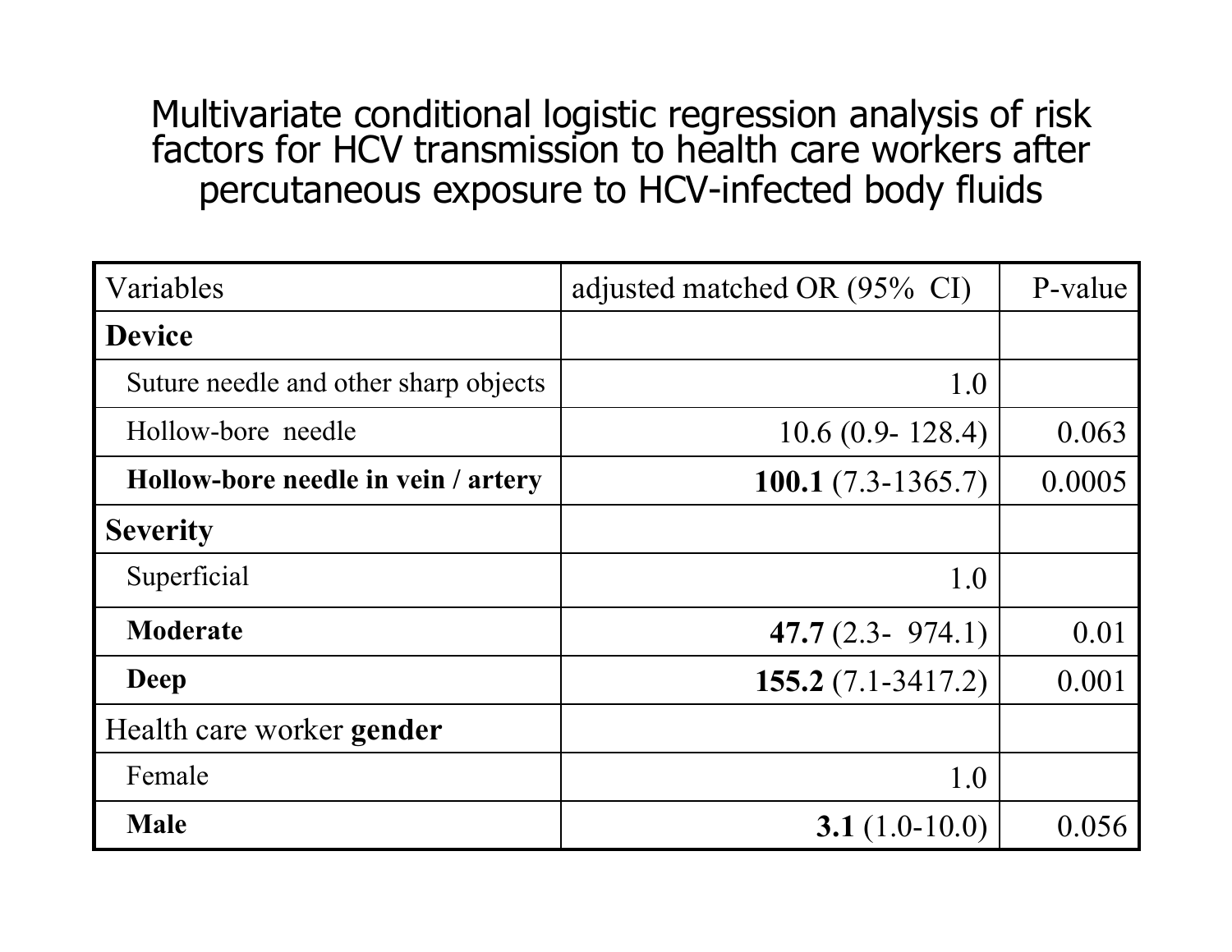# Multivariate conditional logistic regression analysis of risk factors for HCV transmission to health care workers after percutaneous exposure to HCV-infected body fluids

| Variables | adjusted matched OR (95% CI) | P-value |
|---|---|---|
| **Device** | | |
| Suture needle and other sharp objects | 1.0 | |
| Hollow-bore needle | 10.6 (0.9- 128.4) | 0.063 |
| **Hollow-bore needle in vein / artery** | **100.1** (7.3-1365.7) | 0.0005 |
| **Severity** | | |
| Superficial | 1.0 | |
| **Moderate** | **47.7** (2.3- 974.1) | 0.01 |
| **Deep** | **155.2** (7.1-3417.2) | 0.001 |
| Health care worker **gender** | | |
| Female | 1.0 | |
| **Male** | **3.1** (1.0-10.0) | 0.056 |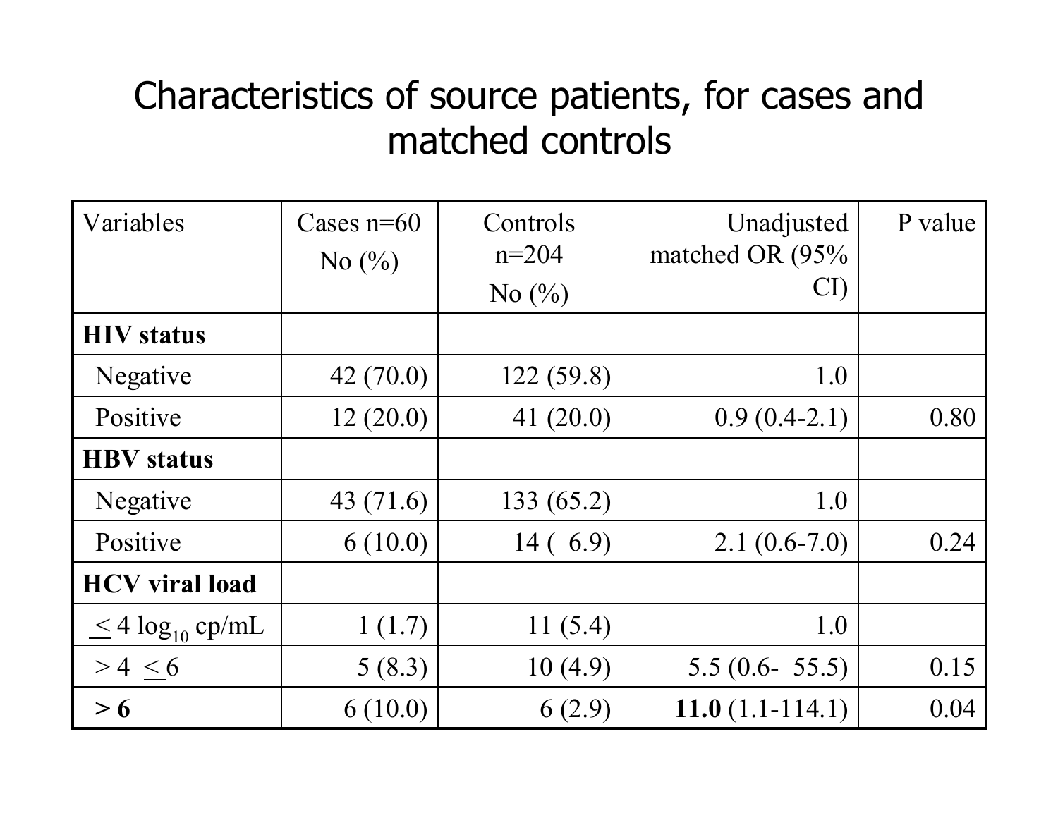# Characteristics of source patients, for cases and matched controls

| Variables | Cases n=60 No (%) | Controls n=204 No (%) | Unadjusted matched OR (95% CI) | P value |
|---|---|---|---|---|
| **HIV status** | | | | |
| Negative | 42 (70.0) | 122 (59.8) | 1.0 | |
| Positive | 12 (20.0) | 41 (20.0) | 0.9 (0.4-2.1) | 0.80 |
| **HBV status** | | | | |
| Negative | 43 (71.6) | 133 (65.2) | 1.0 | |
| Positive | 6 (10.0) | 14 ( 6.9) | 2.1 (0.6-7.0) | 0.24 |
| **HCV viral load** | | | | |
| $\leq$ 4 $\log_{10}$ cp/mL | 1 (1.7) | 11 (5.4) | 1.0 | |
| > 4 $\leq$ 6 | 5 (8.3) | 10 (4.9) | 5.5 (0.6- 55.5) | 0.15 |
| **> 6** | 6 (10.0) | 6 (2.9) | **11.0** (1.1-114.1) | 0.04 |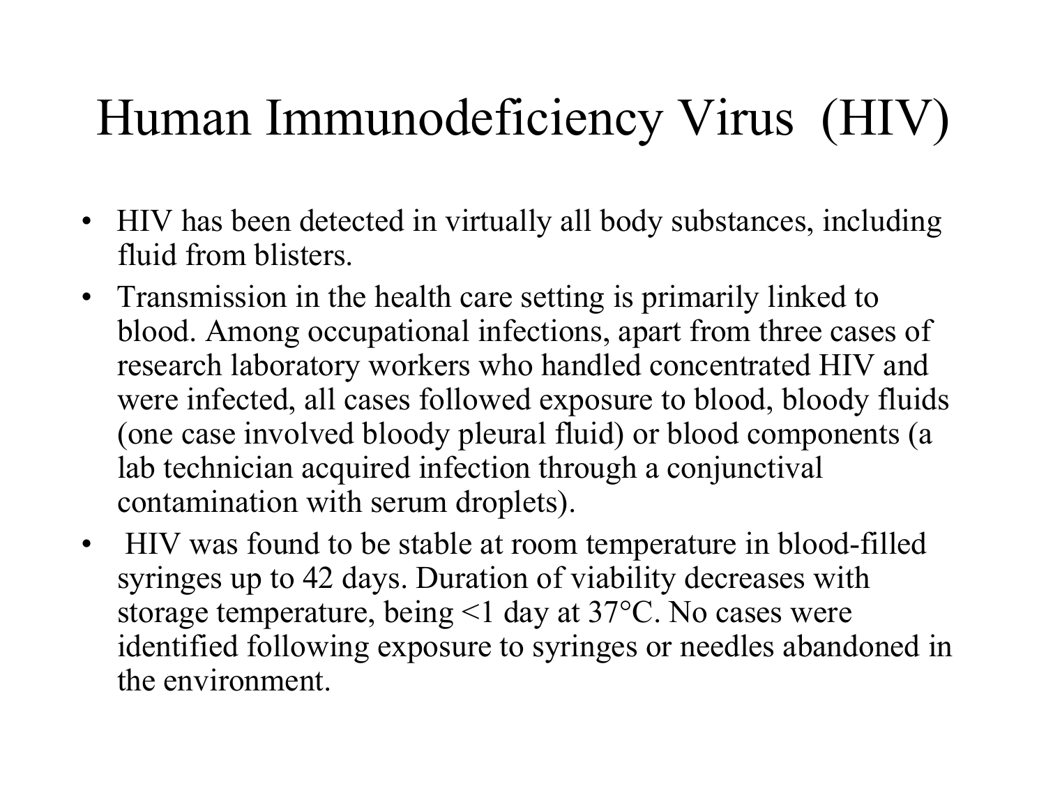# Human Immunodeficiency Virus (HIV)

- HIV has been detected in virtually all body substances, including fluid from blisters.
- Transmission in the health care setting is primarily linked to blood. Among occupational infections, apart from three cases of research laboratory workers who handled concentrated HIV and were infected, all cases followed exposure to blood, bloody fluids (one case involved bloody pleural fluid) or blood components (a lab technician acquired infection through a conjunctival contamination with serum droplets).
- HIV was found to be stable at room temperature in blood-filled syringes up to 42 days. Duration of viability decreases with storage temperature, being <1 day at 37°C. No cases were identified following exposure to syringes or needles abandoned in the environment.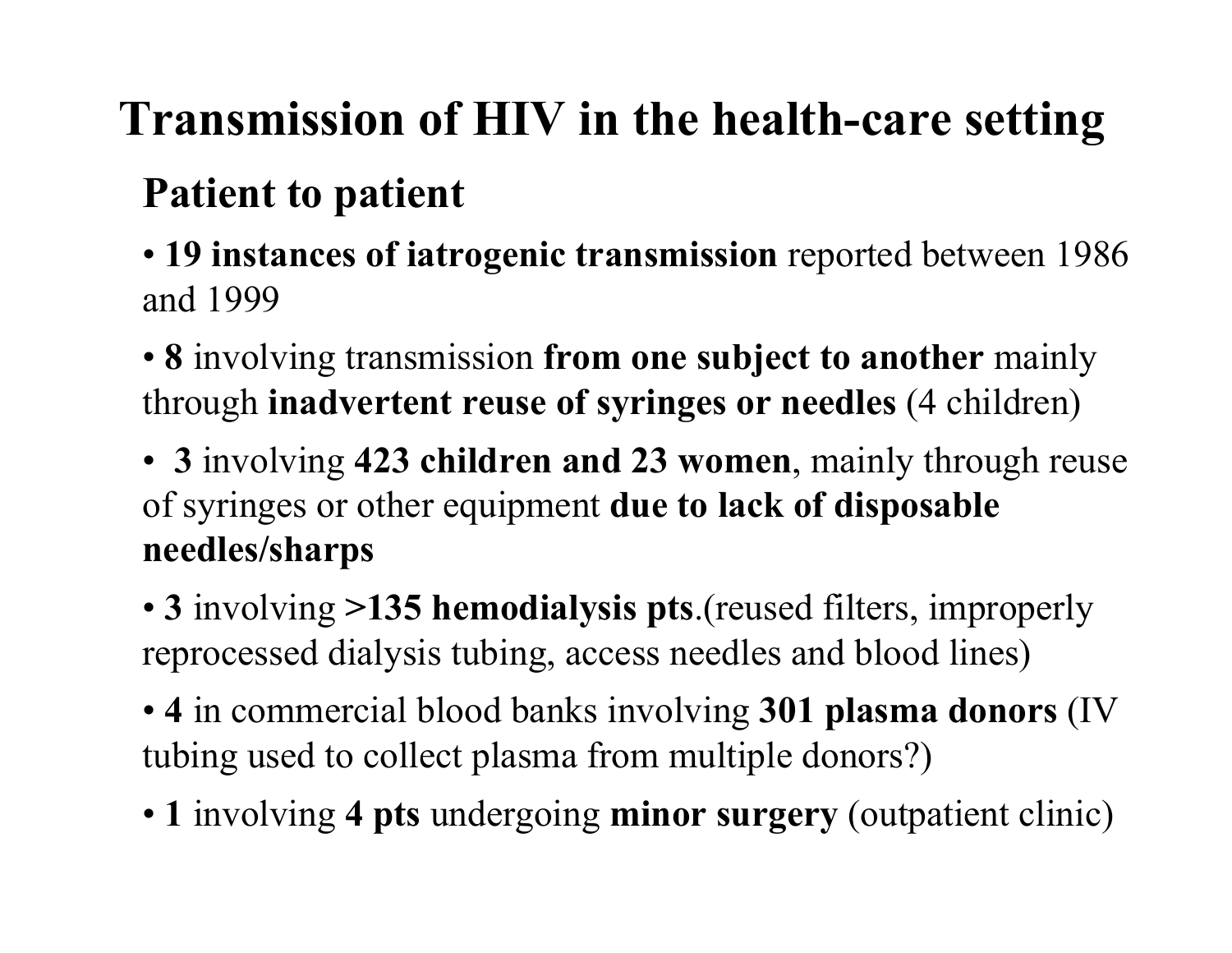# Transmission of HIV in the health-care setting

## Patient to patient

- **19 instances of iatrogenic transmission** reported between 1986 and 1999
- **8** involving transmission **from one subject to another** mainly through **inadvertent reuse of syringes or needles** (4 children)
- **3** involving **423 children and 23 women**, mainly through reuse of syringes or other equipment **due to lack of disposable needles/sharps**
- **3** involving **>135 hemodialysis pts**.(reused filters, improperly reprocessed dialysis tubing, access needles and blood lines)
- **4** in commercial blood banks involving **301 plasma donors** (IV tubing used to collect plasma from multiple donors?)
- **1** involving **4 pts** undergoing **minor surgery** (outpatient clinic)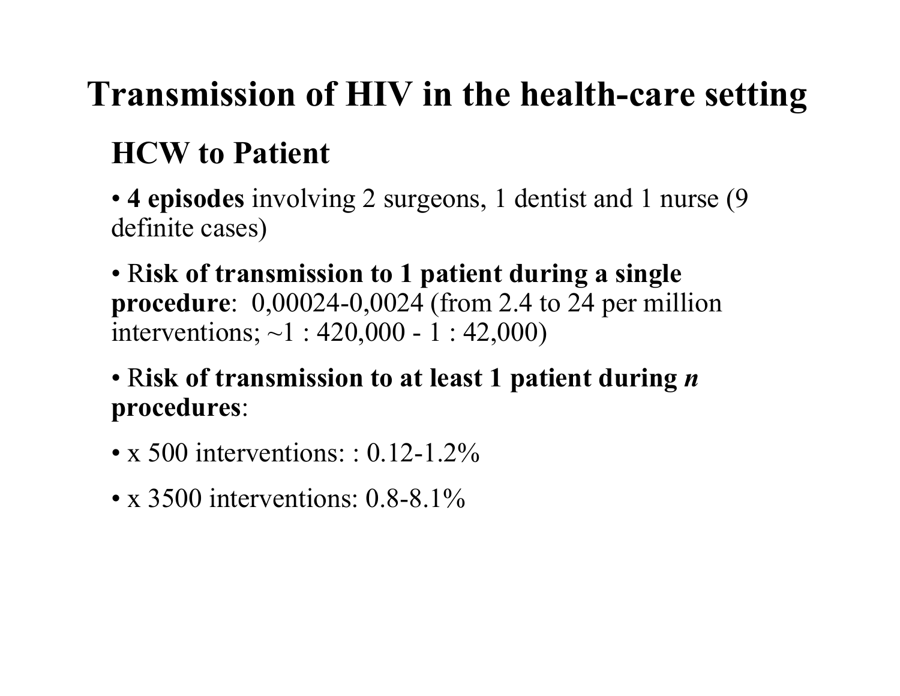# Transmission of HIV in the health-care setting

## HCW to Patient

- **4 episodes** involving 2 surgeons, 1 dentist and 1 nurse (9 definite cases)

- R**isk of transmission to 1 patient during a single procedure**: 0,00024-0,0024 (from 2.4 to 24 per million interventions; ~1 : 420,000 - 1 : 42,000)

- R**isk of transmission to at least 1 patient during *n* procedures**:

- x 500 interventions: : 0.12-1.2%

- x 3500 interventions: 0.8-8.1%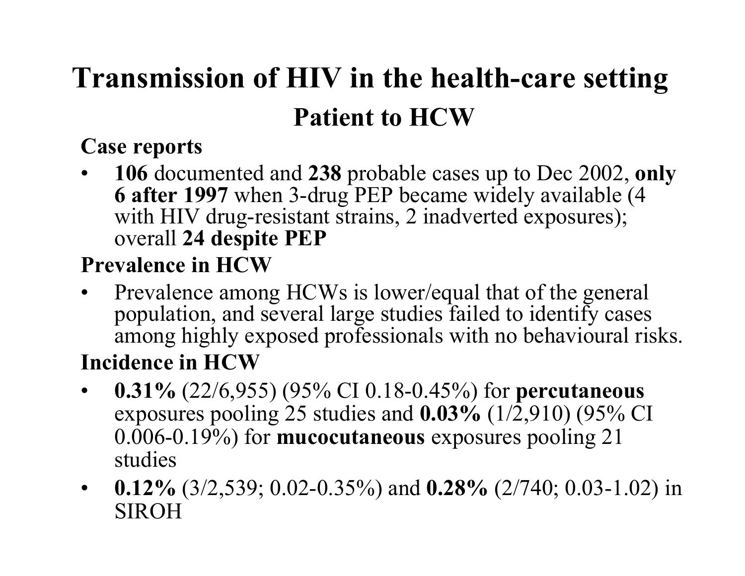# Transmission of HIV in the health-care setting

## Patient to HCW

**Case reports**

- **106** documented and **238** probable cases up to Dec 2002, **only 6 after 1997** when 3-drug PEP became widely available (4 with HIV drug-resistant strains, 2 inadverted exposures); overall **24 despite PEP**

**Prevalence in HCW**

- Prevalence among HCWs is lower/equal that of the general population, and several large studies failed to identify cases among highly exposed professionals with no behavioural risks.

**Incidence in HCW**

- **0.31%** (22/6,955) (95% CI 0.18-0.45%) for **percutaneous** exposures pooling 25 studies and **0.03%** (1/2,910) (95% CI 0.006-0.19%) for **mucocutaneous** exposures pooling 21 studies
- **0.12%** (3/2,539; 0.02-0.35%) and **0.28%** (2/740; 0.03-1.02) in SIROH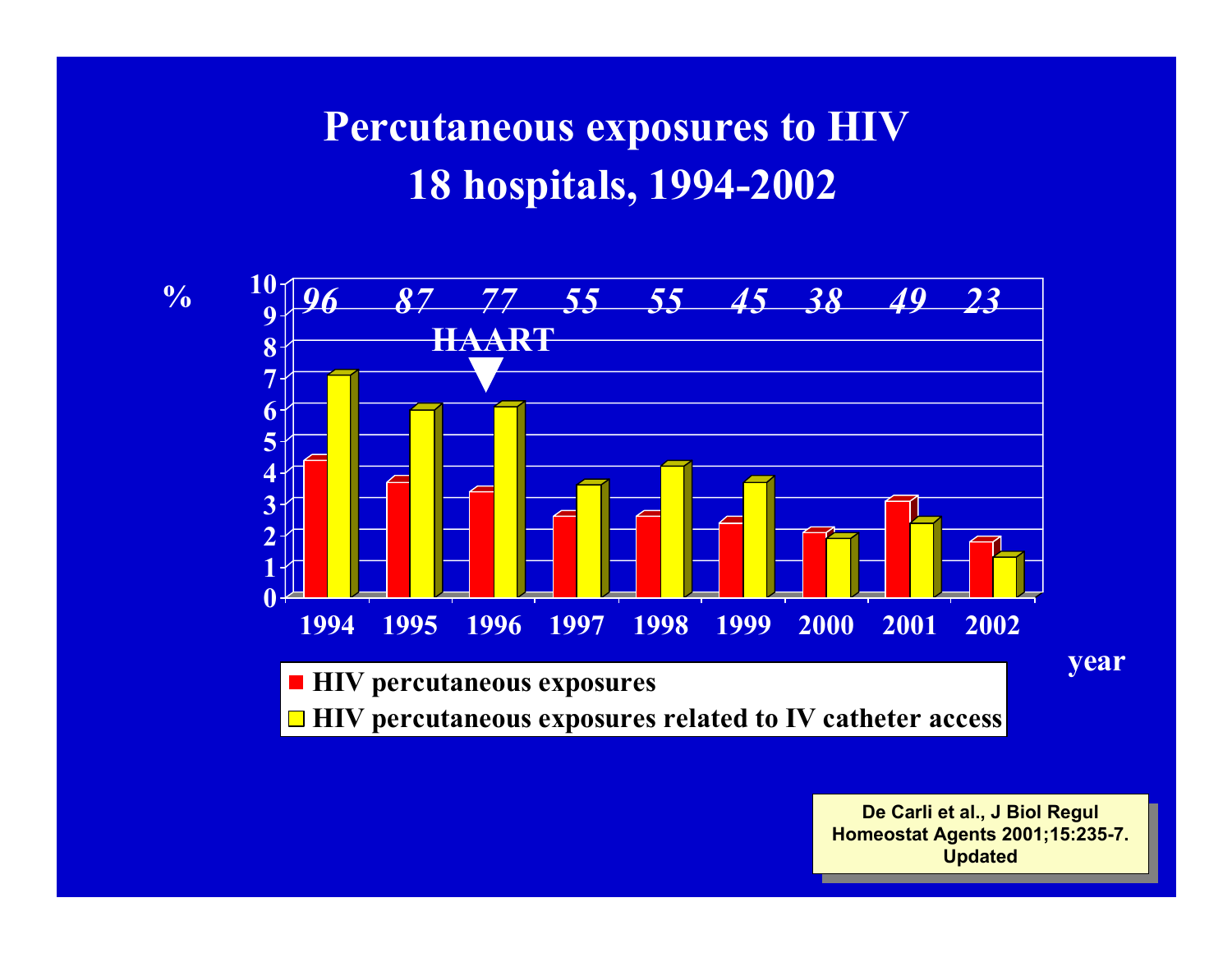# Percutaneous exposures to HIV
# 18 hospitals, 1994-2002

%

| | 1994 | 1995 | 1996 | 1997 | 1998 | 1999 | 2000 | 2001 | 2002 |
|---|---|---|---|---|---|---|---|---|---|
| *n* | *96* | *87* | *77* | *55* | *55* | *45* | *38* | *49* | *23* |

HAART ▼ (1996)

Y-axis: 0–10 (%); X-axis: year (1994–2002)

- ■ HIV percutaneous exposures
- ■ HIV percutaneous exposures related to IV catheter access

year

**De Carli et al., J Biol Regul Homeostat Agents 2001;15:235-7. Updated**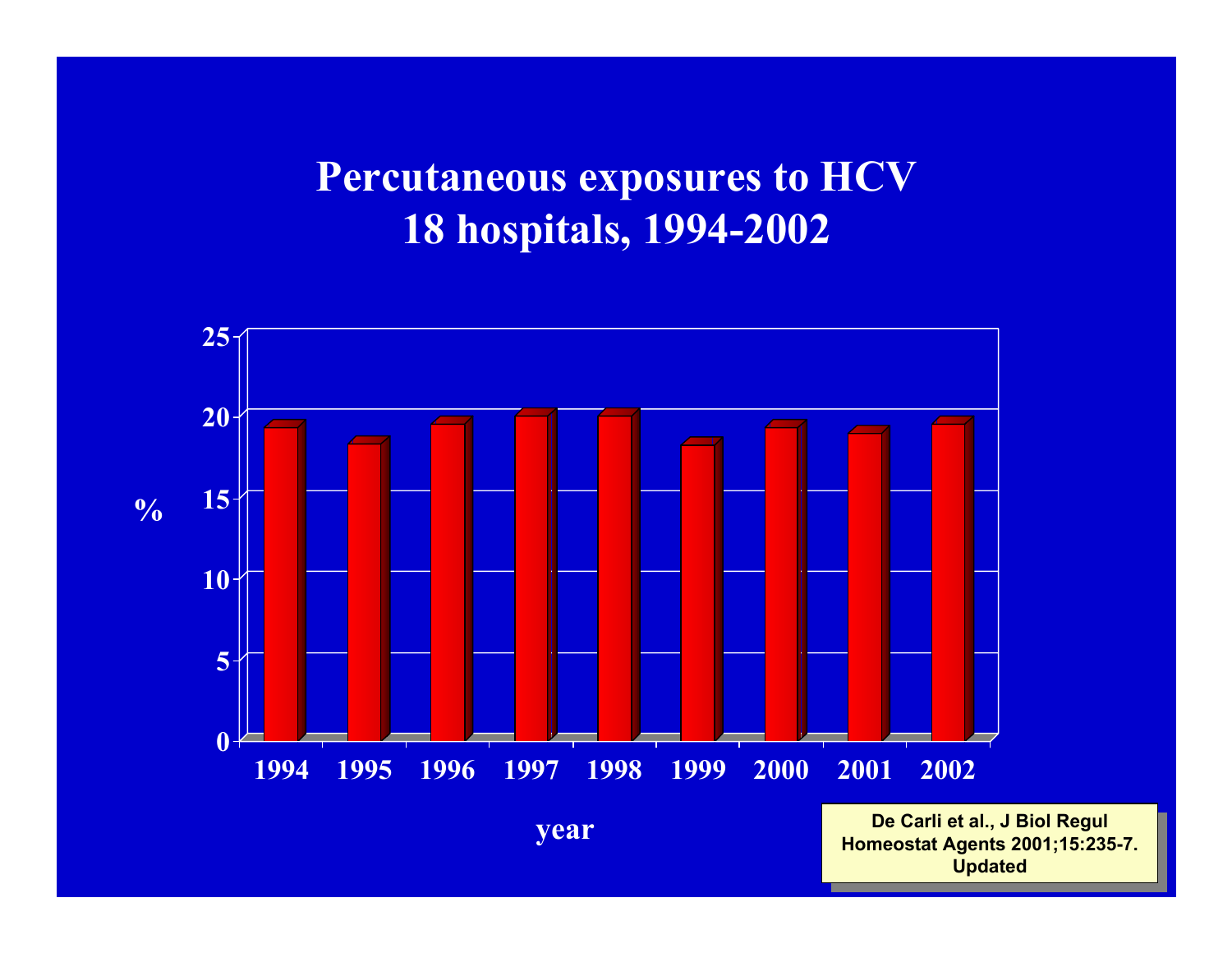# Percutaneous exposures to HCV
## 18 hospitals, 1994-2002

%

25
20
15
10
5
0

1994 1995 1996 1997 1998 1999 2000 2001 2002

year

De Carli et al., J Biol Regul Homeostat Agents 2001;15:235-7. Updated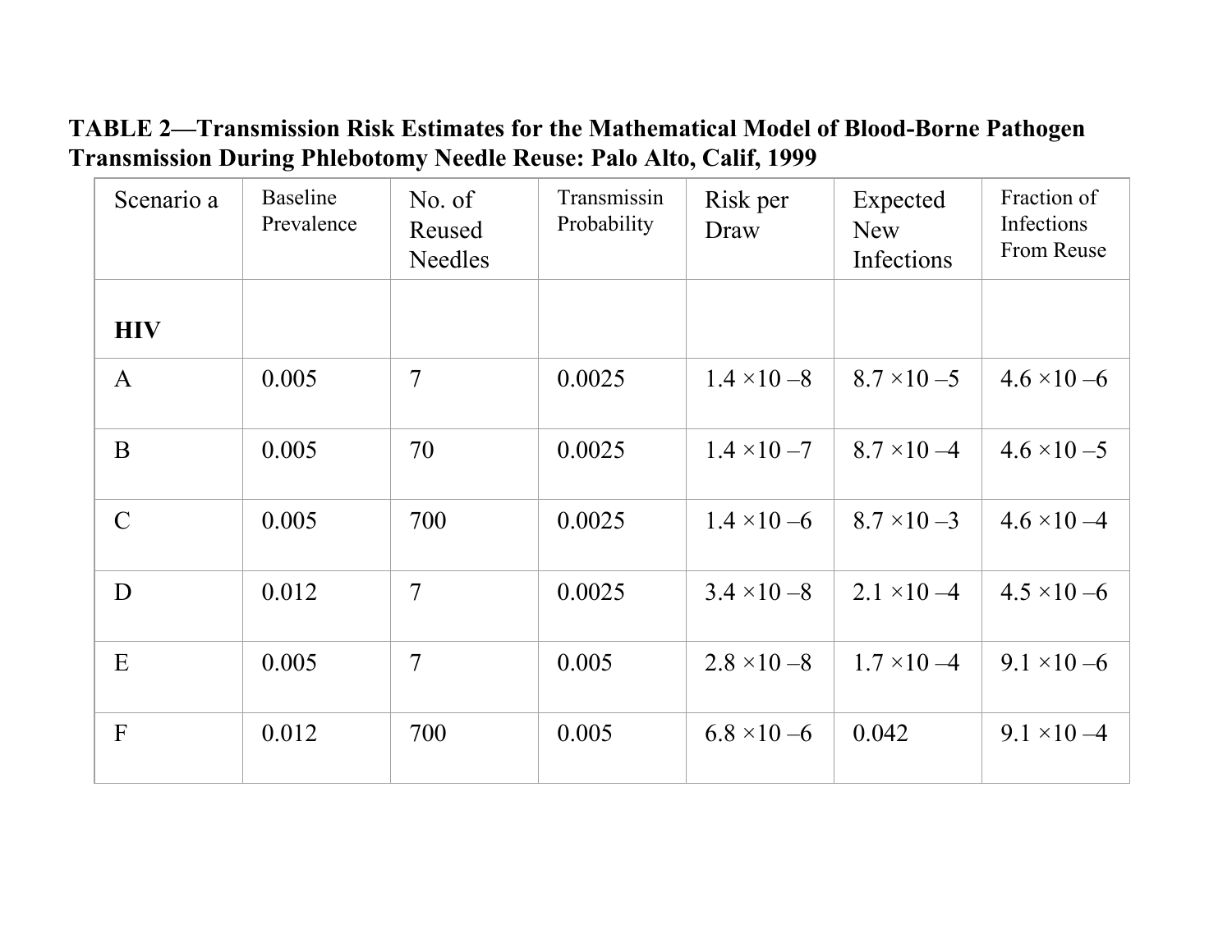**TABLE 2—Transmission Risk Estimates for the Mathematical Model of Blood-Borne Pathogen Transmission During Phlebotomy Needle Reuse: Palo Alto, Calif, 1999**

| Scenario a | Baseline Prevalence | No. of Reused Needles | Transmissin Probability | Risk per Draw | Expected New Infections | Fraction of Infections From Reuse |
|---|---|---|---|---|---|---|
| **HIV** | | | | | | |
| A | 0.005 | 7 | 0.0025 | $1.4 \times 10^{-8}$ | $8.7 \times 10^{-5}$ | $4.6 \times 10^{-6}$ |
| B | 0.005 | 70 | 0.0025 | $1.4 \times 10^{-7}$ | $8.7 \times 10^{-4}$ | $4.6 \times 10^{-5}$ |
| C | 0.005 | 700 | 0.0025 | $1.4 \times 10^{-6}$ | $8.7 \times 10^{-3}$ | $4.6 \times 10^{-4}$ |
| D | 0.012 | 7 | 0.0025 | $3.4 \times 10^{-8}$ | $2.1 \times 10^{-4}$ | $4.5 \times 10^{-6}$ |
| E | 0.005 | 7 | 0.005 | $2.8 \times 10^{-8}$ | $1.7 \times 10^{-4}$ | $9.1 \times 10^{-6}$ |
| F | 0.012 | 700 | 0.005 | $6.8 \times 10^{-6}$ | 0.042 | $9.1 \times 10^{-4}$ |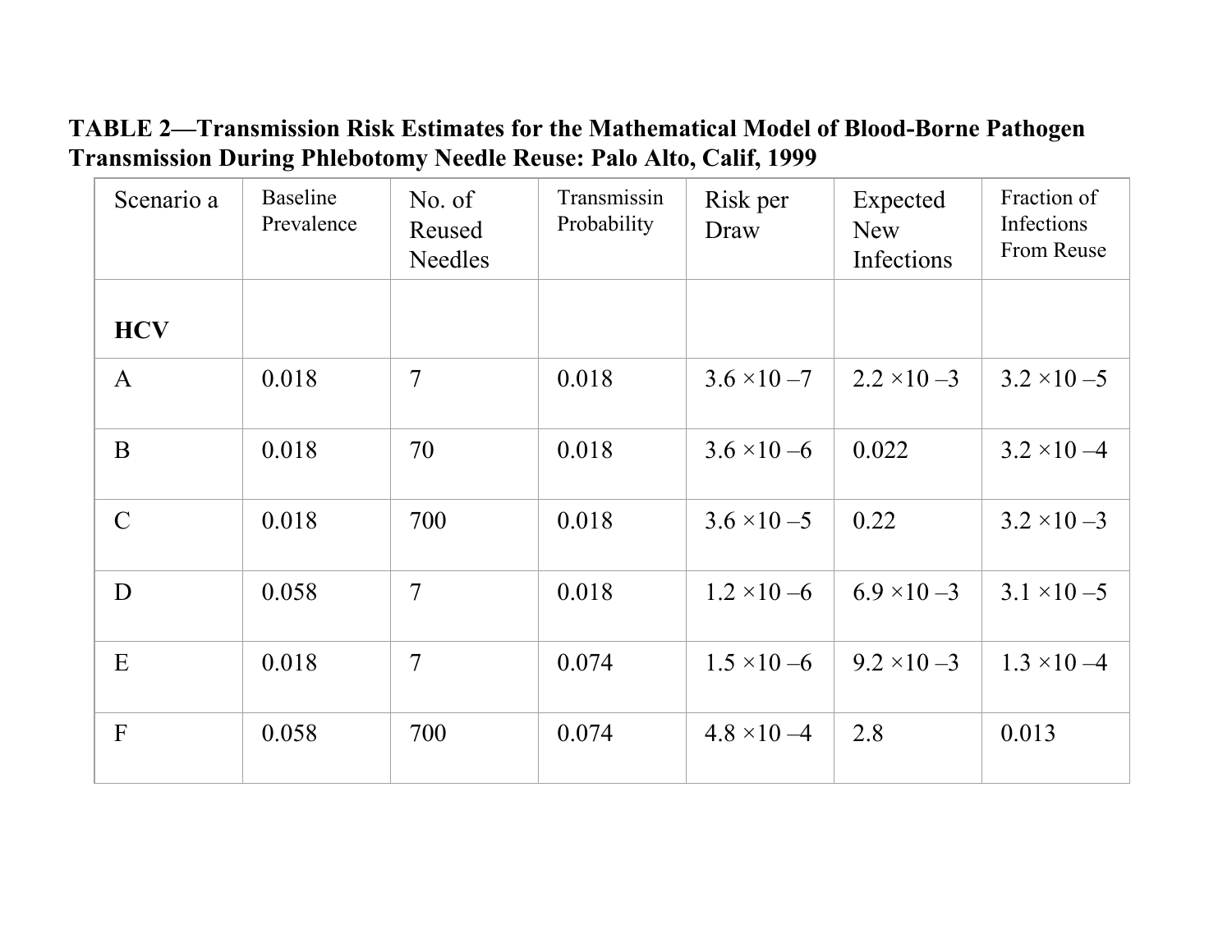**TABLE 2—Transmission Risk Estimates for the Mathematical Model of Blood-Borne Pathogen Transmission During Phlebotomy Needle Reuse: Palo Alto, Calif, 1999**

| Scenario a | Baseline Prevalence | No. of Reused Needles | Transmissin Probability | Risk per Draw | Expected New Infections | Fraction of Infections From Reuse |
|---|---|---|---|---|---|---|
| **HCV** | | | | | | |
| A | 0.018 | 7 | 0.018 | $3.6 \times 10^{-7}$ | $2.2 \times 10^{-3}$ | $3.2 \times 10^{-5}$ |
| B | 0.018 | 70 | 0.018 | $3.6 \times 10^{-6}$ | 0.022 | $3.2 \times 10^{-4}$ |
| C | 0.018 | 700 | 0.018 | $3.6 \times 10^{-5}$ | 0.22 | $3.2 \times 10^{-3}$ |
| D | 0.058 | 7 | 0.018 | $1.2 \times 10^{-6}$ | $6.9 \times 10^{-3}$ | $3.1 \times 10^{-5}$ |
| E | 0.018 | 7 | 0.074 | $1.5 \times 10^{-6}$ | $9.2 \times 10^{-3}$ | $1.3 \times 10^{-4}$ |
| F | 0.058 | 700 | 0.074 | $4.8 \times 10^{-4}$ | 2.8 | 0.013 |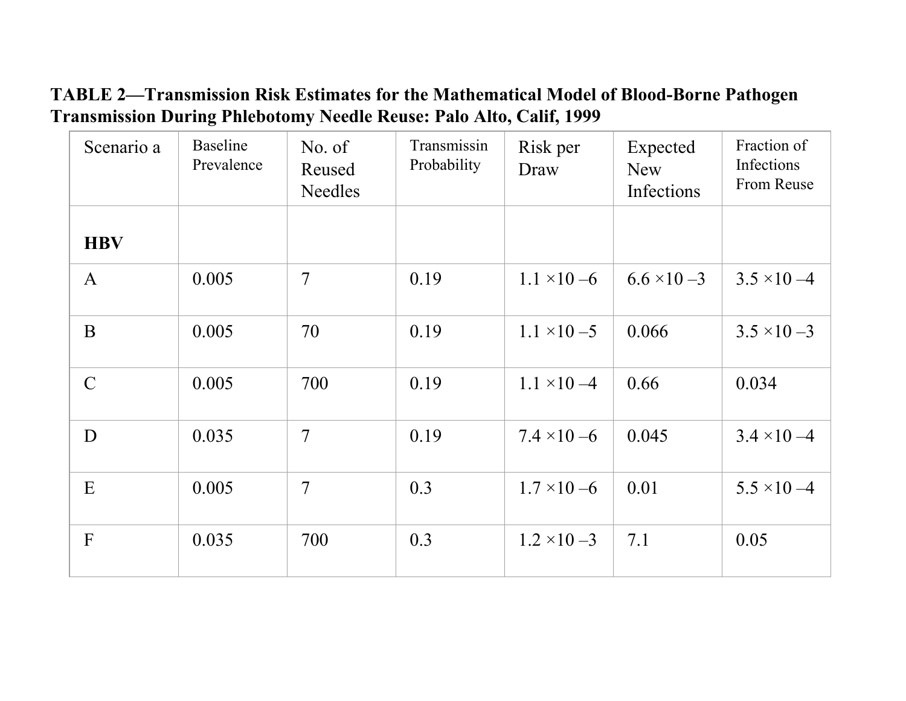**TABLE 2—Transmission Risk Estimates for the Mathematical Model of Blood-Borne Pathogen Transmission During Phlebotomy Needle Reuse: Palo Alto, Calif, 1999**

| Scenario a | Baseline Prevalence | No. of Reused Needles | Transmissin Probability | Risk per Draw | Expected New Infections | Fraction of Infections From Reuse |
|---|---|---|---|---|---|---|
| **HBV** | | | | | | |
| A | 0.005 | 7 | 0.19 | $1.1 \times 10^{-6}$ | $6.6 \times 10^{-3}$ | $3.5 \times 10^{-4}$ |
| B | 0.005 | 70 | 0.19 | $1.1 \times 10^{-5}$ | 0.066 | $3.5 \times 10^{-3}$ |
| C | 0.005 | 700 | 0.19 | $1.1 \times 10^{-4}$ | 0.66 | 0.034 |
| D | 0.035 | 7 | 0.19 | $7.4 \times 10^{-6}$ | 0.045 | $3.4 \times 10^{-4}$ |
| E | 0.005 | 7 | 0.3 | $1.7 \times 10^{-6}$ | 0.01 | $5.5 \times 10^{-4}$ |
| F | 0.035 | 700 | 0.3 | $1.2 \times 10^{-3}$ | 7.1 | 0.05 |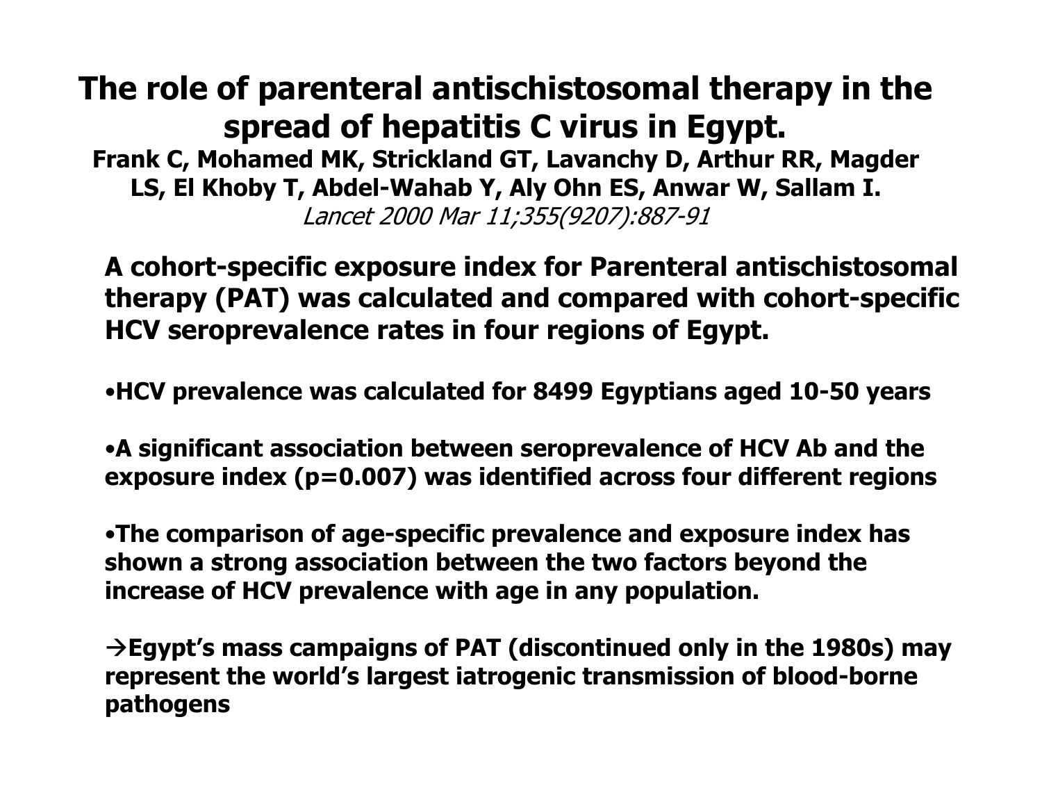# The role of parenteral antischistosomal therapy in the spread of hepatitis C virus in Egypt.

**Frank C, Mohamed MK, Strickland GT, Lavanchy D, Arthur RR, Magder LS, El Khoby T, Abdel-Wahab Y, Aly Ohn ES, Anwar W, Sallam I.**

*Lancet 2000 Mar 11;355(9207):887-91*

**A cohort-specific exposure index for Parenteral antischistosomal therapy (PAT) was calculated and compared with cohort-specific HCV seroprevalence rates in four regions of Egypt.**

- **HCV prevalence was calculated for 8499 Egyptians aged 10-50 years**
- **A significant association between seroprevalence of HCV Ab and the exposure index ($p=0.007$) was identified across four different regions**
- **The comparison of age-specific prevalence and exposure index has shown a strong association between the two factors beyond the increase of HCV prevalence with age in any population.**

**→Egypt's mass campaigns of PAT (discontinued only in the 1980s) may represent the world's largest iatrogenic transmission of blood-borne pathogens**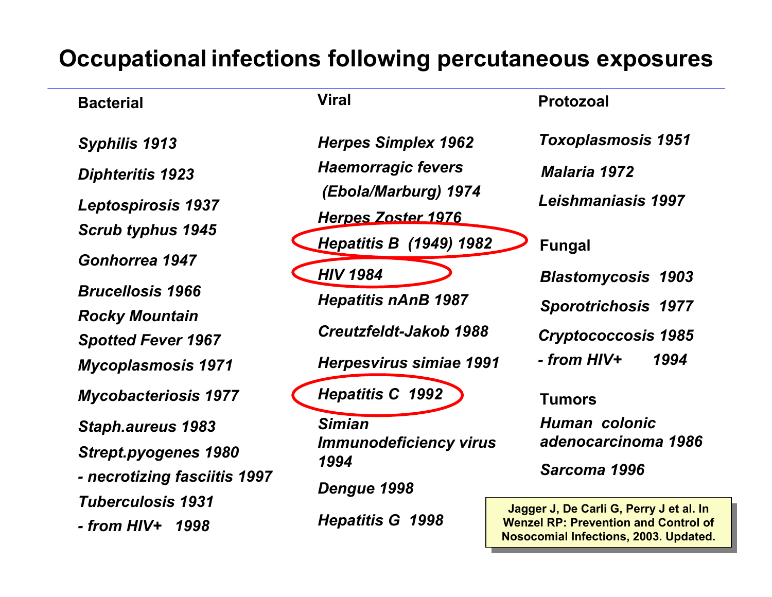# Occupational infections following percutaneous exposures

**Bacterial**

*Syphilis 1913*

*Diphteritis 1923*

*Leptospirosis 1937*

*Scrub typhus 1945*

*Gonhorrea 1947*

*Brucellosis 1966*

*Rocky Mountain Spotted Fever 1967*

*Mycoplasmosis 1971*

*Mycobacteriosis 1977*

*Staph.aureus 1983*

*Strept.pyogenes 1980*

*- necrotizing fasciitis 1997*

*Tuberculosis 1931*

*- from HIV+ 1998*

**Viral**

*Herpes Simplex 1962*

*Haemorragic fevers (Ebola/Marburg) 1974*

*Herpes Zoster 1976*

*Hepatitis B (1949) 1982*

*HIV 1984*

*Hepatitis nAnB 1987*

*Creutzfeldt-Jakob 1988*

*Herpesvirus simiae 1991*

*Hepatitis C 1992*

*Simian Immunodeficiency virus 1994*

*Dengue 1998*

*Hepatitis G 1998*

**Protozoal**

*Toxoplasmosis 1951*

*Malaria 1972*

*Leishmaniasis 1997*

**Fungal**

*Blastomycosis 1903*

*Sporotrichosis 1977*

*Cryptococcosis 1985*

*- from HIV+ 1994*

**Tumors**

*Human colonic adenocarcinoma 1986*

*Sarcoma 1996*

**Jagger J, De Carli G, Perry J et al. In Wenzel RP: Prevention and Control of Nosocomial Infections, 2003. Updated.**